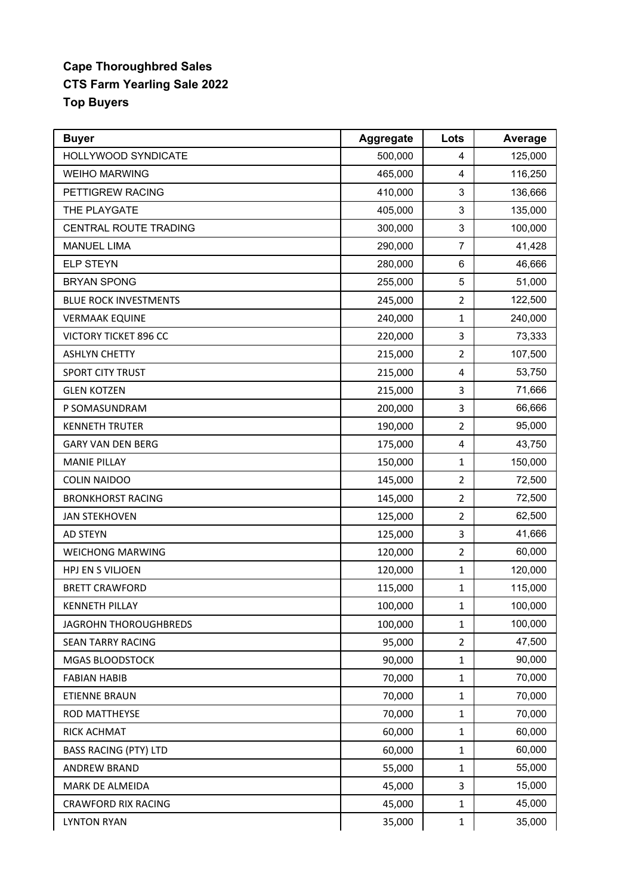**Cape Thoroughbred Sales**
**CTS Farm Yearling Sale 2022**
**Top Buyers**

| Buyer | Aggregate | Lots | Average |
|---|---|---|---|
| HOLLYWOOD SYNDICATE | 500,000 | 4 | 125,000 |
| WEIHO MARWING | 465,000 | 4 | 116,250 |
| PETTIGREW RACING | 410,000 | 3 | 136,666 |
| THE PLAYGATE | 405,000 | 3 | 135,000 |
| CENTRAL ROUTE TRADING | 300,000 | 3 | 100,000 |
| MANUEL LIMA | 290,000 | 7 | 41,428 |
| ELP STEYN | 280,000 | 6 | 46,666 |
| BRYAN SPONG | 255,000 | 5 | 51,000 |
| BLUE ROCK INVESTMENTS | 245,000 | 2 | 122,500 |
| VERMAAK EQUINE | 240,000 | 1 | 240,000 |
| VICTORY TICKET 896 CC | 220,000 | 3 | 73,333 |
| ASHLYN CHETTY | 215,000 | 2 | 107,500 |
| SPORT CITY TRUST | 215,000 | 4 | 53,750 |
| GLEN KOTZEN | 215,000 | 3 | 71,666 |
| P SOMASUNDRAM | 200,000 | 3 | 66,666 |
| KENNETH TRUTER | 190,000 | 2 | 95,000 |
| GARY VAN DEN BERG | 175,000 | 4 | 43,750 |
| MANIE PILLAY | 150,000 | 1 | 150,000 |
| COLIN NAIDOO | 145,000 | 2 | 72,500 |
| BRONKHORST RACING | 145,000 | 2 | 72,500 |
| JAN STEKHOVEN | 125,000 | 2 | 62,500 |
| AD STEYN | 125,000 | 3 | 41,666 |
| WEICHONG MARWING | 120,000 | 2 | 60,000 |
| HPJ EN S VILJOEN | 120,000 | 1 | 120,000 |
| BRETT CRAWFORD | 115,000 | 1 | 115,000 |
| KENNETH PILLAY | 100,000 | 1 | 100,000 |
| JAGROHN THOROUGHBREDS | 100,000 | 1 | 100,000 |
| SEAN TARRY RACING | 95,000 | 2 | 47,500 |
| MGAS BLOODSTOCK | 90,000 | 1 | 90,000 |
| FABIAN HABIB | 70,000 | 1 | 70,000 |
| ETIENNE BRAUN | 70,000 | 1 | 70,000 |
| ROD MATTHEYSE | 70,000 | 1 | 70,000 |
| RICK ACHMAT | 60,000 | 1 | 60,000 |
| BASS RACING (PTY) LTD | 60,000 | 1 | 60,000 |
| ANDREW BRAND | 55,000 | 1 | 55,000 |
| MARK DE ALMEIDA | 45,000 | 3 | 15,000 |
| CRAWFORD RIX RACING | 45,000 | 1 | 45,000 |
| LYNTON RYAN | 35,000 | 1 | 35,000 |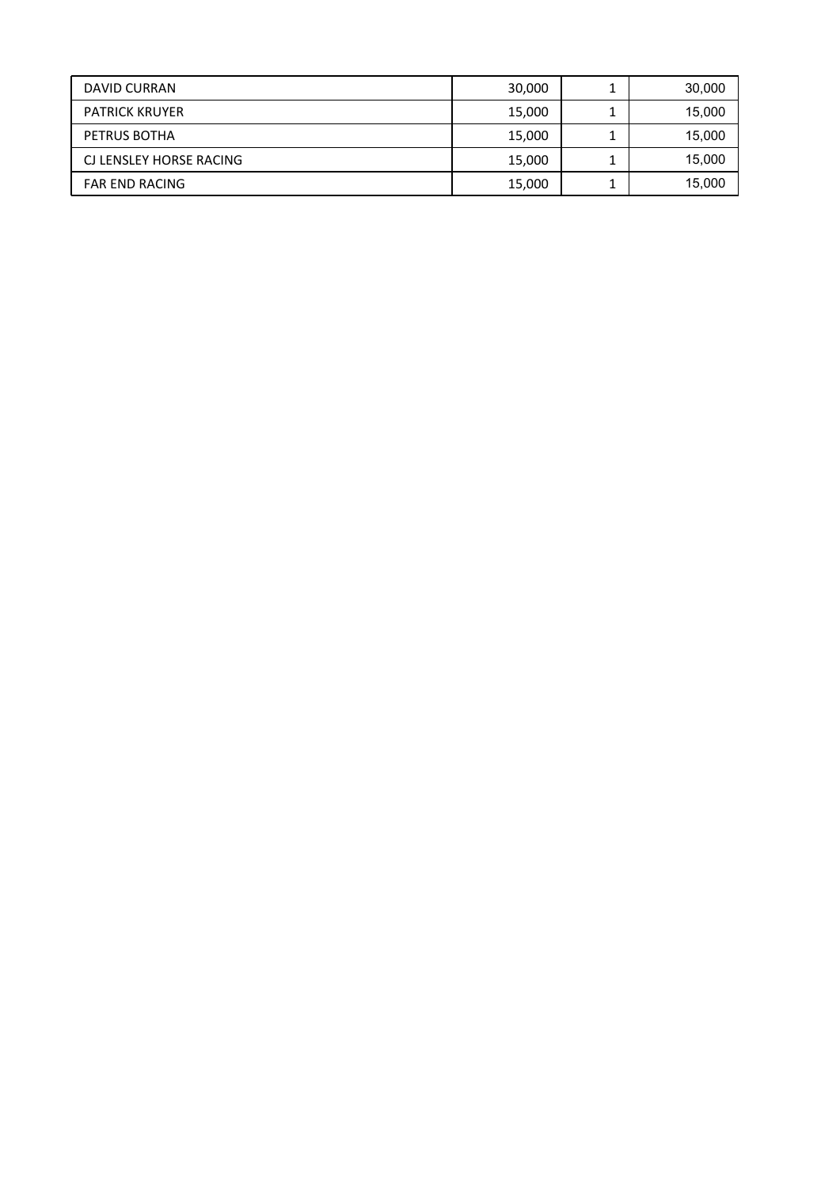| | | | |
|---|---|---|---|
| DAVID CURRAN | 30,000 | 1 | 30,000 |
| PATRICK KRUYER | 15,000 | 1 | 15,000 |
| PETRUS BOTHA | 15,000 | 1 | 15,000 |
| CJ LENSLEY HORSE RACING | 15,000 | 1 | 15,000 |
| FAR END RACING | 15,000 | 1 | 15,000 |